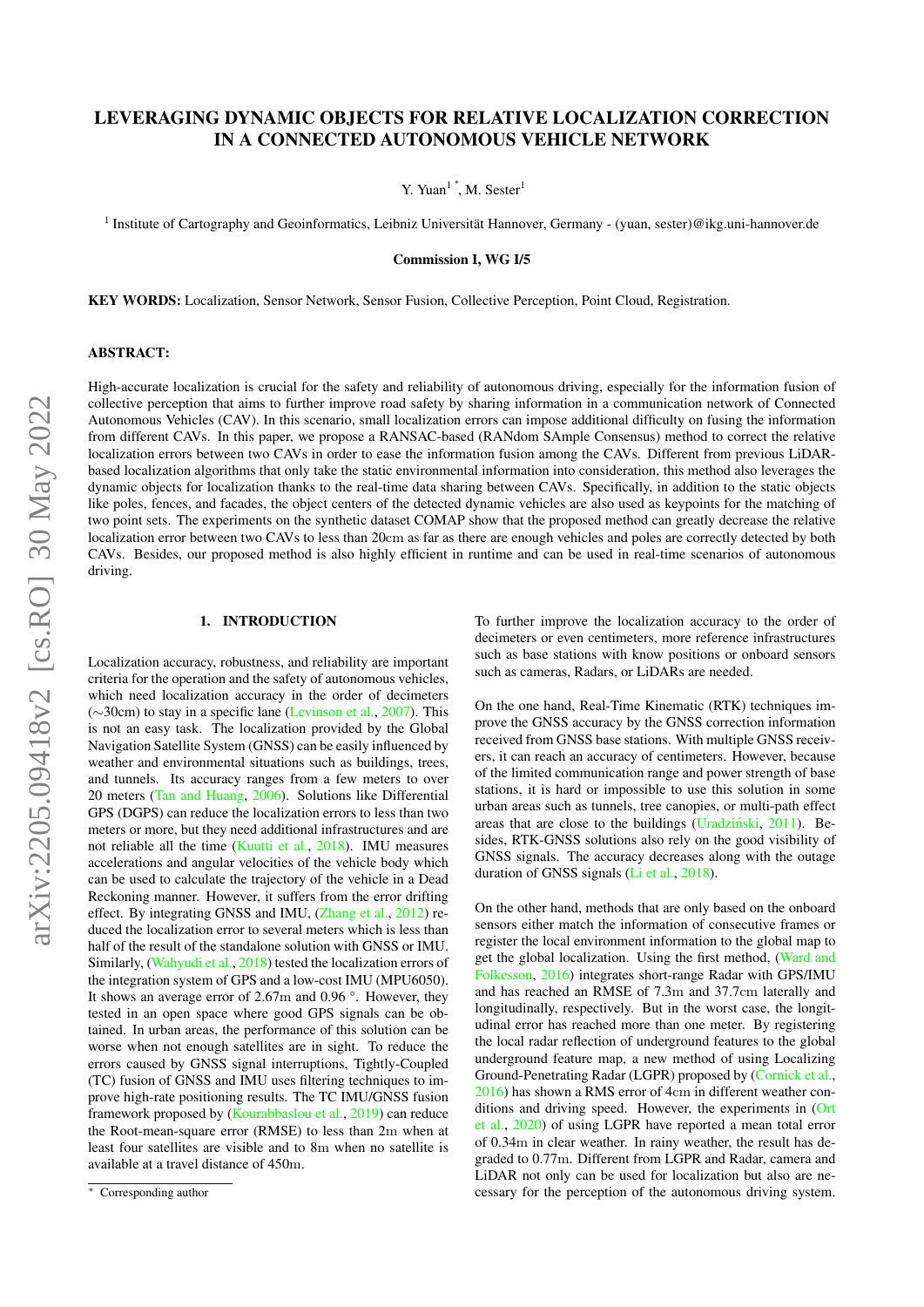# LEVERAGING DYNAMIC OBJECTS FOR RELATIVE LOCALIZATION CORRECTION IN A CONNECTED AUTONOMOUS VEHICLE NETWORK

Y. Yuan[1 *], M. Sester[1]

[1] Institute of Cartography and Geoinformatics, Leibniz Universität Hannover, Germany - (yuan, sester)@ikg.uni-hannover.de

**Commission I, WG I/5**

**KEY WORDS:** Localization, Sensor Network, Sensor Fusion, Collective Perception, Point Cloud, Registration.

## ABSTRACT:

High-accurate localization is crucial for the safety and reliability of autonomous driving, especially for the information fusion of collective perception that aims to further improve road safety by sharing information in a communication network of Connected Autonomous Vehicles (CAV). In this scenario, small localization errors can impose additional difficulty on fusing the information from different CAVs. In this paper, we propose a RANSAC-based (RANdom SAmple Consensus) method to correct the relative localization errors between two CAVs in order to ease the information fusion among the CAVs. Different from previous LiDAR-based localization algorithms that only take the static environmental information into consideration, this method also leverages the dynamic objects for localization thanks to the real-time data sharing between CAVs. Specifically, in addition to the static objects like poles, fences, and facades, the object centers of the detected dynamic vehicles are also used as keypoints for the matching of two point sets. The experiments on the synthetic dataset COMAP show that the proposed method can greatly decrease the relative localization error between two CAVs to less than 20cm as far as there are enough vehicles and poles are correctly detected by both CAVs. Besides, our proposed method is also highly efficient in runtime and can be used in real-time scenarios of autonomous driving.

## 1. INTRODUCTION

Localization accuracy, robustness, and reliability are important criteria for the operation and the safety of autonomous vehicles, which need localization accuracy in the order of decimeters (∼30cm) to stay in a specific lane (Levinson et al., 2007). This is not an easy task. The localization provided by the Global Navigation Satellite System (GNSS) can be easily influenced by weather and environmental situations such as buildings, trees, and tunnels. Its accuracy ranges from a few meters to over 20 meters (Tan and Huang, 2006). Solutions like Differential GPS (DGPS) can reduce the localization errors to less than two meters or more, but they need additional infrastructures and are not reliable all the time (Kuutti et al., 2018). IMU measures accelerations and angular velocities of the vehicle body which can be used to calculate the trajectory of the vehicle in a Dead Reckoning manner. However, it suffers from the error drifting effect. By integrating GNSS and IMU, (Zhang et al., 2012) reduced the localization error to several meters which is less than half of the result of the standalone solution with GNSS or IMU. Similarly, (Wahyudi et al., 2018) tested the localization errors of the integration system of GPS and a low-cost IMU (MPU6050). It shows an average error of 2.67m and 0.96 °. However, they tested in an open space where good GPS signals can be obtained. In urban areas, the performance of this solution can be worse when not enough satellites are in sight. To reduce the errors caused by GNSS signal interruptions, Tightly-Coupled (TC) fusion of GNSS and IMU uses filtering techniques to improve high-rate positioning results. The TC IMU/GNSS fusion framework proposed by (Kourabbaslou et al., 2019) can reduce the Root-mean-square error (RMSE) to less than 2m when at least four satellites are visible and to 8m when no satellite is available at a travel distance of 450m.

To further improve the localization accuracy to the order of decimeters or even centimeters, more reference infrastructures such as base stations with know positions or onboard sensors such as cameras, Radars, or LiDARs are needed.

On the one hand, Real-Time Kinematic (RTK) techniques improve the GNSS accuracy by the GNSS correction information received from GNSS base stations. With multiple GNSS receivers, it can reach an accuracy of centimeters. However, because of the limited communication range and power strength of base stations, it is hard or impossible to use this solution in some urban areas such as tunnels, tree canopies, or multi-path effect areas that are close to the buildings (Uradziński, 2011). Besides, RTK-GNSS solutions also rely on the good visibility of GNSS signals. The accuracy decreases along with the outage duration of GNSS signals (Li et al., 2018).

On the other hand, methods that are only based on the onboard sensors either match the information of consecutive frames or register the local environment information to the global map to get the global localization. Using the first method, (Ward and Folkesson, 2016) integrates short-range Radar with GPS/IMU and has reached an RMSE of 7.3m and 37.7cm laterally and longitudinally, respectively. But in the worst case, the longitudinal error has reached more than one meter. By registering the local radar reflection of underground features to the global underground feature map, a new method of using Localizing Ground-Penetrating Radar (LGPR) proposed by (Cornick et al., 2016) has shown a RMS error of 4cm in different weather conditions and driving speed. However, the experiments in (Ort et al., 2020) of using LGPR have reported a mean total error of 0.34m in clear weather. In rainy weather, the result has degraded to 0.77m. Different from LGPR and Radar, camera and LiDAR not only can be used for localization but also are necessary for the perception of the autonomous driving system.

* Corresponding author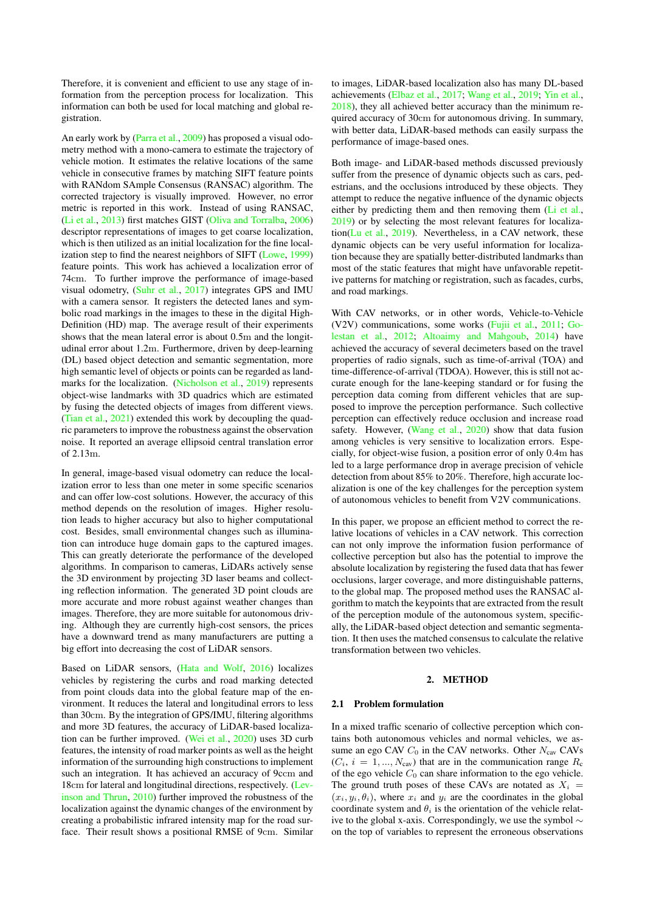Therefore, it is convenient and efficient to use any stage of information from the perception process for localization. This information can both be used for local matching and global registration.

An early work by (Parra et al., 2009) has proposed a visual odometry method with a mono-camera to estimate the trajectory of vehicle motion. It estimates the relative locations of the same vehicle in consecutive frames by matching SIFT feature points with RANdom SAmple Consensus (RANSAC) algorithm. The corrected trajectory is visually improved. However, no error metric is reported in this work. Instead of using RANSAC, (Li et al., 2013) first matches GIST (Oliva and Torralba, 2006) descriptor representations of images to get coarse localization, which is then utilized as an initial localization for the fine localization step to find the nearest neighbors of SIFT (Lowe, 1999) feature points. This work has achieved a localization error of 74cm. To further improve the performance of image-based visual odometry, (Suhr et al., 2017) integrates GPS and IMU with a camera sensor. It registers the detected lanes and symbolic road markings in the images to these in the digital High-Definition (HD) map. The average result of their experiments shows that the mean lateral error is about 0.5m and the longitudinal error about 1.2m. Furthermore, driven by deep-learning (DL) based object detection and semantic segmentation, more high semantic level of objects or points can be regarded as landmarks for the localization. (Nicholson et al., 2019) represents object-wise landmarks with 3D quadrics which are estimated by fusing the detected objects of images from different views. (Tian et al., 2021) extended this work by decoupling the quadric parameters to improve the robustness against the observation noise. It reported an average ellipsoid central translation error of 2.13m.

In general, image-based visual odometry can reduce the localization error to less than one meter in some specific scenarios and can offer low-cost solutions. However, the accuracy of this method depends on the resolution of images. Higher resolution leads to higher accuracy but also to higher computational cost. Besides, small environmental changes such as illumination can introduce huge domain gaps to the captured images. This can greatly deteriorate the performance of the developed algorithms. In comparison to cameras, LiDARs actively sense the 3D environment by projecting 3D laser beams and collecting reflection information. The generated 3D point clouds are more accurate and more robust against weather changes than images. Therefore, they are more suitable for autonomous driving. Although they are currently high-cost sensors, the prices have a downward trend as many manufacturers are putting a big effort into decreasing the cost of LiDAR sensors.

Based on LiDAR sensors, (Hata and Wolf, 2016) localizes vehicles by registering the curbs and road marking detected from point clouds data into the global feature map of the environment. It reduces the lateral and longitudinal errors to less than 30cm. By the integration of GPS/IMU, filtering algorithms and more 3D features, the accuracy of LiDAR-based localization can be further improved. (Wei et al., 2020) uses 3D curb features, the intensity of road marker points as well as the height information of the surrounding high constructions to implement such an integration. It has achieved an accuracy of 9ccm and 18cm for lateral and longitudinal directions, respectively. (Levinson and Thrun, 2010) further improved the robustness of the localization against the dynamic changes of the environment by creating a probabilistic infrared intensity map for the road surface. Their result shows a positional RMSE of 9cm. Similar to images, LiDAR-based localization also has many DL-based achievements (Elbaz et al., 2017; Wang et al., 2019; Yin et al., 2018), they all achieved better accuracy than the minimum required accuracy of 30cm for autonomous driving. In summary, with better data, LiDAR-based methods can easily surpass the performance of image-based ones.

Both image- and LiDAR-based methods discussed previously suffer from the presence of dynamic objects such as cars, pedestrians, and the occlusions introduced by these objects. They attempt to reduce the negative influence of the dynamic objects either by predicting them and then removing them (Li et al., 2019) or by selecting the most relevant features for localization(Lu et al., 2019). Nevertheless, in a CAV network, these dynamic objects can be very useful information for localization because they are spatially better-distributed landmarks than most of the static features that might have unfavorable repetitive patterns for matching or registration, such as facades, curbs, and road markings.

With CAV networks, or in other words, Vehicle-to-Vehicle (V2V) communications, some works (Fujii et al., 2011; Golestan et al., 2012; Altoaimy and Mahgoub, 2014) have achieved the accuracy of several decimeters based on the travel properties of radio signals, such as time-of-arrival (TOA) and time-difference-of-arrival (TDOA). However, this is still not accurate enough for the lane-keeping standard or for fusing the perception data coming from different vehicles that are supposed to improve the perception performance. Such collective perception can effectively reduce occlusion and increase road safety. However, (Wang et al., 2020) show that data fusion among vehicles is very sensitive to localization errors. Especially, for object-wise fusion, a position error of only 0.4m has led to a large performance drop in average precision of vehicle detection from about 85% to 20%. Therefore, high accurate localization is one of the key challenges for the perception system of autonomous vehicles to benefit from V2V communications.

In this paper, we propose an efficient method to correct the relative locations of vehicles in a CAV network. This correction can not only improve the information fusion performance of collective perception but also has the potential to improve the absolute localization by registering the fused data that has fewer occlusions, larger coverage, and more distinguishable patterns, to the global map. The proposed method uses the RANSAC algorithm to match the keypoints that are extracted from the result of the perception module of the autonomous system, specifically, the LiDAR-based object detection and semantic segmentation. It then uses the matched consensus to calculate the relative transformation between two vehicles.

## 2. METHOD

### 2.1 Problem formulation

In a mixed traffic scenario of collective perception which contains both autonomous vehicles and normal vehicles, we assume an ego CAV $C_0$ in the CAV networks. Other $N_{\text{cav}}$ CAVs ($C_i$, $i = 1, ..., N_{\text{cav}}$) that are in the communication range $R_{\text{c}}$ of the ego vehicle $C_0$ can share information to the ego vehicle. The ground truth poses of these CAVs are notated as $X_i = (x_i, y_i, \theta_i)$, where $x_i$ and $y_i$ are the coordinates in the global coordinate system and $\theta_i$ is the orientation of the vehicle relative to the global x-axis. Correspondingly, we use the symbol $\sim$ on the top of variables to represent the erroneous observations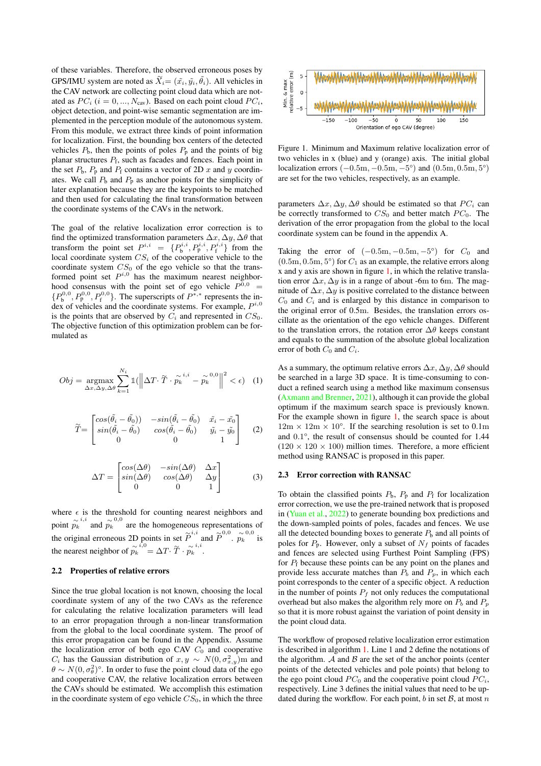of these variables. Therefore, the observed erroneous poses by GPS/IMU system are noted as $\tilde{X}_i = (\tilde{x}_i, \tilde{y}_i, \tilde{\theta}_i)$. All vehicles in the CAV network are collecting point cloud data which are notated as $PC_i$ $(i = 0, ..., N_{\text{cav}})$. Based on each point cloud $PC_i$, object detection, and point-wise semantic segmentation are implemented in the perception module of the autonomous system. From this module, we extract three kinds of point information for localization. First, the bounding box centers of the detected vehicles $P_{\text{b}}$, then the points of poles $P_{\text{p}}$ and the points of big planar structures $P_{\text{f}}$, such as facades and fences. Each point in the set $P_{\text{b}}$, $P_{\text{p}}$ and $P_{\text{f}}$ contains a vector of 2D $x$ and $y$ coordinates. We call $P_{\text{b}}$ and $P_{\text{p}}$ as anchor points for the simplicity of later explanation because they are the keypoints to be matched and then used for calculating the final transformation between the coordinate systems of the CAVs in the network.

The goal of the relative localization error correction is to find the optimized transformation parameters $\Delta x, \Delta y, \Delta\theta$ that transform the point set $P^{i,i} = \{P_{\text{b}}^{i,i}, P_{\text{p}}^{i,i}, P_{\text{f}}^{i,i}\}$ from the local coordinate system $CS_i$ of the cooperative vehicle to the coordinate system $CS_0$ of the ego vehicle so that the transformed point set $P^{i,0}$ has the maximum nearest neighborhood consensus with the point set of ego vehicle $P^{0,0} = \{P_{\text{b}}^{0,0}, P_{\text{p}}^{0,0}, P_{\text{f}}^{0,0}\}$. The superscripts of $P^{*,*}$ represents the index of vehicles and the coordinate systems. For example, $P^{i,0}$ is the points that are observed by $C_i$ and represented in $CS_0$. The objective function of this optimization problem can be formulated as

$$Obj = \underset{\Delta x, \Delta y, \Delta\theta}{\operatorname{argmax}} \sum_{k=1}^{N_i} \mathbb{1}\left(\left\|\Delta T \cdot \widetilde{T} \cdot \overset{\sim}{p}_k^{\,i,i} - \overset{\sim}{p}_k^{\,0,0}\right\|^2 < \epsilon\right) \quad (1)$$

$$\widetilde{T} = \begin{bmatrix} cos(\tilde{\theta}_i - \tilde{\theta}_0) & -sin(\tilde{\theta}_i - \tilde{\theta}_0) & \tilde{x}_i - \tilde{x}_0 \\ sin(\tilde{\theta}_i - \tilde{\theta}_0) & cos(\tilde{\theta}_i - \tilde{\theta}_0) & \tilde{y}_i - \tilde{y}_0 \\ 0 & 0 & 1 \end{bmatrix} \quad (2)$$

$$\Delta T = \begin{bmatrix} cos(\Delta\theta) & -sin(\Delta\theta) & \Delta x \\ sin(\Delta\theta) & cos(\Delta\theta) & \Delta y \\ 0 & 0 & 1 \end{bmatrix} \quad (3)$$

where $\epsilon$ is the threshold for counting nearest neighbors and point $\overset{\sim}{p}_k^{\,i,i}$ and $\overset{\sim}{p}_k^{\,0,0}$ are the homogeneous representations of the original erroneous 2D points in set $\widetilde{P}^{i,i}$ and $\widetilde{P}^{0,0}$. $\overset{\sim}{p}_k^{\,0,0}$ is the nearest neighbor of $\overset{\sim}{p}_k^{\,i,0} = \Delta T \cdot \widetilde{T} \cdot \overset{\sim}{p}_k^{\,i,i}$.

### 2.2 Properties of relative errors

Since the true global location is not known, choosing the local coordinate system of any of the two CAVs as the reference for calculating the relative localization parameters will lead to an error propagation through a non-linear transformation from the global to the local coordinate system. The proof of this error propagation can be found in the Appendix. Assume the localization error of both ego CAV $C_0$ and cooperative $C_i$ has the Gaussian distribution of $x, y \sim N(0, \sigma_{x,y}^2)$m and $\theta \sim N(0, \sigma_\theta^2)^\circ$. In order to fuse the point cloud data of the ego and cooperative CAV, the relative localization errors between the CAVs should be estimated. We accomplish this estimation in the coordinate system of ego vehicle $CS_0$, in which the three parameters $\Delta x, \Delta y, \Delta\theta$ should be estimated so that $PC_i$ can be correctly transformed to $CS_0$ and better match $PC_0$. The derivation of the error propagation from the global to the local coordinate system can be found in the appendix A.

Figure 1. Minimum and Maximum relative localization error of two vehicles in x (blue) and y (orange) axis. The initial global localization errors $(-0.5\text{m}, -0.5\text{m}, -5^\circ)$ and $(0.5\text{m}, 0.5\text{m}, 5^\circ)$ are set for the two vehicles, respectively, as an example.

Taking the error of $(-0.5\text{m}, -0.5\text{m}, -5^\circ)$ for $C_0$ and $(0.5\text{m}, 0.5\text{m}, 5^\circ)$ for $C_1$ as an example, the relative errors along x and y axis are shown in figure 1, in which the relative translation error $\Delta x, \Delta y$ is in a range of about -6m to 6m. The magnitude of $\Delta x, \Delta y$ is positive correlated to the distance between $C_0$ and $C_i$ and is enlarged by this distance in comparison to the original error of 0.5m. Besides, the translation errors oscillate as the orientation of the ego vehicle changes. Different to the translation errors, the rotation error $\Delta\theta$ keeps constant and equals to the summation of the absolute global localization error of both $C_0$ and $C_i$.

As a summary, the optimum relative errors $\Delta x, \Delta y, \Delta\theta$ should be searched in a large 3D space. It is time-consuming to conduct a refined search using a method like maximum consensus (Axmann and Brenner, 2021), although it can provide the global optimum if the maximum search space is previously known. For the example shown in figure 1, the search space is about $12\text{m} \times 12\text{m} \times 10^\circ$. If the searching resolution is set to 0.1m and $0.1^\circ$, the result of consensus should be counted for 1.44 $(120 \times 120 \times 100)$ million times. Therefore, a more efficient method using RANSAC is proposed in this paper.

### 2.3 Error correction with RANSAC

To obtain the classified points $P_{\text{b}}$, $P_{\text{p}}$ and $P_{\text{f}}$ for localization error correction, we use the pre-trained network that is proposed in (Yuan et al., 2022) to generate bounding box predictions and the down-sampled points of poles, facades and fences. We use all the detected bounding boxes to generate $P_{\text{b}}$ and all points of poles for $P_{\text{p}}$. However, only a subset of $N_f$ points of facades and fences are selected using Furthest Point Sampling (FPS) for $P_{\text{f}}$ because these points can be any point on the planes and provide less accurate matches than $P_b$ and $P_p$, in which each point corresponds to the center of a specific object. A reduction in the number of points $P_f$ not only reduces the computational overhead but also makes the algorithm rely more on $P_b$ and $P_p$ so that it is more robust against the variation of point density in the point cloud data.

The workflow of proposed relative localization error estimation is described in algorithm 1. Line 1 and 2 define the notations of the algorithm. $\mathcal{A}$ and $\mathcal{B}$ are the set of the anchor points (center points of the detected vehicles and pole points) that belong to the ego point cloud $PC_0$ and the cooperative point cloud $PC_i$, respectively. Line 3 defines the initial values that need to be updated during the workflow. For each point, $b$ in set $\mathcal{B}$, at most $n$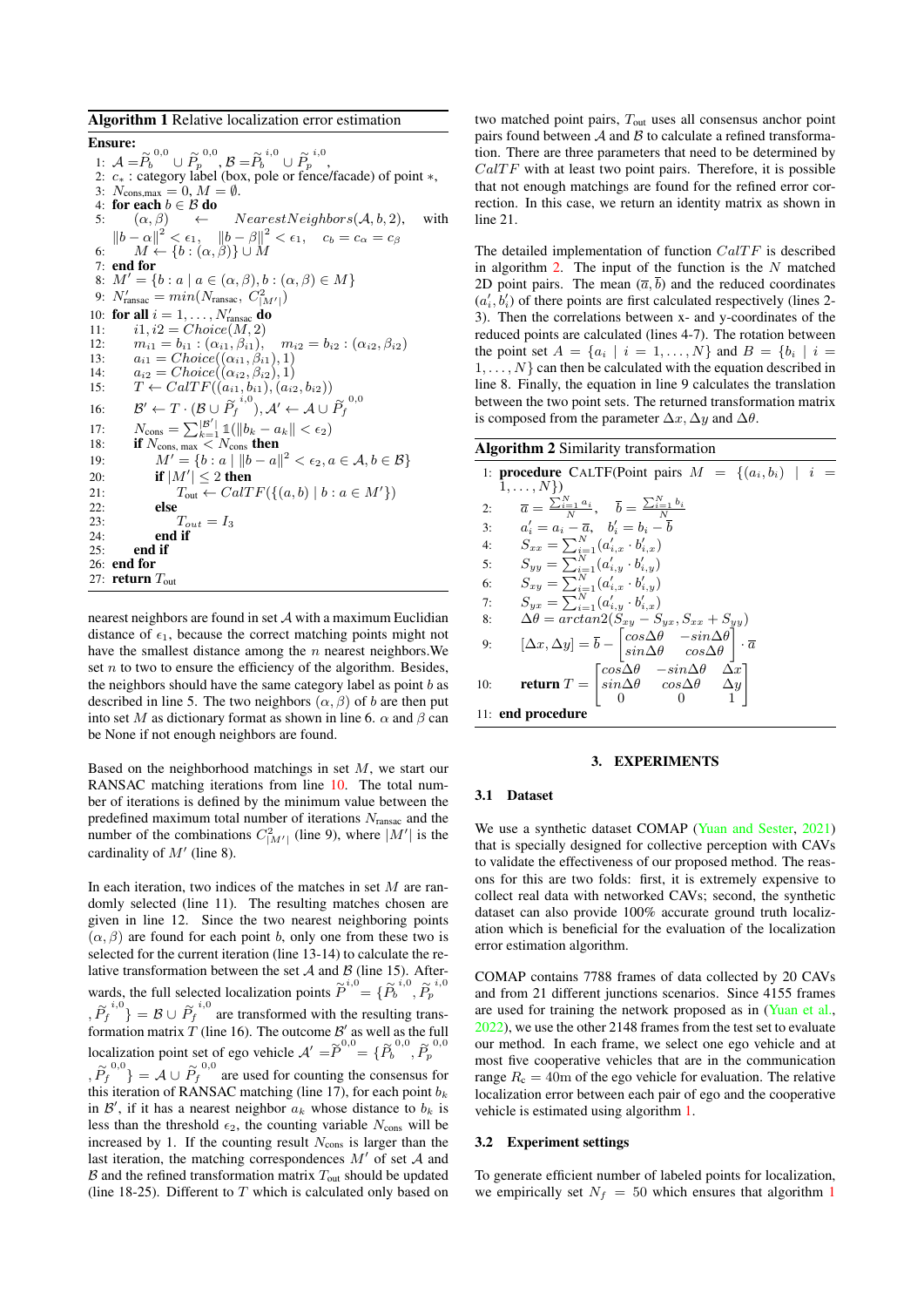**Algorithm 1** Relative localization error estimation

```
Ensure:
 1: A = P̃_b^{0,0} ∪ P̃_p^{0,0}, B = P̃_b^{i,0} ∪ P̃_p^{i,0},
 2: c_* : category label (box, pole or fence/facade) of point *,
 3: N_cons,max = 0, M = ∅.
 4: for each b ∈ B do
 5:     (α, β) ← NearestNeighbors(A, b, 2), with
        ||b − α||^2 < ε_1, ||b − β||^2 < ε_1, c_b = c_α = c_β
 6:     M ← {b : (α, β)} ∪ M
 7: end for
 8: M' = {b : a | a ∈ (α, β), b : (α, β) ∈ M}
 9: N'_ransac = min(N_ransac, C^2_{|M'|})
10: for all i = 1, ..., N'_ransac do
11:     i1, i2 = Choice(M, 2)
12:     m_i1 = b_i1 : (α_i1, β_i1),  m_i2 = b_i2 : (α_i2, β_i2)
13:     a_i1 = Choice((α_i1, β_i1), 1)
14:     a_i2 = Choice((α_i2, β_i2), 1)
15:     T ← CalTF((a_i1, b_i1), (a_i2, b_i2))
16:     B' ← T · (B ∪ P̃_f^{i,0}), A' ← A ∪ P̃_f^{0,0}
17:     N_cons = Σ_{k=1}^{|B'|} 1(||b_k − a_k|| < ε_2)
18:     if N_cons,max < N_cons then
19:         M' = {b : a | ||b − a||^2 < ε_2, a ∈ A, b ∈ B}
20:         if |M'| ≤ 2 then
21:             T_out ← CalTF({(a, b) | b : a ∈ M'})
22:         else
23:             T_out = I_3
24:         end if
25:     end if
26: end for
27: return T_out
```

nearest neighbors are found in set $\mathcal{A}$ with a maximum Euclidian distance of $\epsilon_1$, because the correct matching points might not have the smallest distance among the $n$ nearest neighbors.We set $n$ to two to ensure the efficiency of the algorithm. Besides, the neighbors should have the same category label as point $b$ as described in line 5. The two neighbors $(\alpha, \beta)$ of $b$ are then put into set $M$ as dictionary format as shown in line 6. $\alpha$ and $\beta$ can be None if not enough neighbors are found.

Based on the neighborhood matchings in set $M$, we start our RANSAC matching iterations from line 10. The total number of iterations is defined by the minimum value between the predefined maximum total number of iterations $N_{\text{ransac}}$ and the number of the combinations $C^2_{|M'|}$ (line 9), where $|M'|$ is the cardinality of $M'$ (line 8).

In each iteration, two indices of the matches in set $M$ are randomly selected (line 11). The resulting matches chosen are given in line 12. Since the two nearest neighboring points $(\alpha, \beta)$ are found for each point $b$, only one from these two is selected for the current iteration (line 13-14) to calculate the relative transformation between the set $\mathcal{A}$ and $\mathcal{B}$ (line 15). Afterwards, the full selected localization points $\widetilde{P}^{i,0} = \{\widetilde{P}_b^{i,0}, \widetilde{P}_p^{i,0}, \widetilde{P}_f^{i,0}\} = \mathcal{B} \cup \widetilde{P}_f^{i,0}$ are transformed with the resulting transformation matrix $T$ (line 16). The outcome $\mathcal{B}'$ as well as the full localization point set of ego vehicle $\mathcal{A}' = \widetilde{P}^{0,0} = \{\widetilde{P}_b^{0,0}, \widetilde{P}_p^{0,0}, \widetilde{P}_f^{0,0}\} = \mathcal{A} \cup \widetilde{P}_f^{0,0}$ are used for counting the consensus for this iteration of RANSAC matching (line 17), for each point $b_k$ in $\mathcal{B}'$, if it has a nearest neighbor $a_k$ whose distance to $b_k$ is less than the threshold $\epsilon_2$, the counting variable $N_{\text{cons}}$ will be increased by 1. If the counting result $N_{\text{cons}}$ is larger than the last iteration, the matching correspondences $M'$ of set $\mathcal{A}$ and $\mathcal{B}$ and the refined transformation matrix $T_{\text{out}}$ should be updated (line 18-25). Different to $T$ which is calculated only based on two matched point pairs, $T_{\text{out}}$ uses all consensus anchor point pairs found between $\mathcal{A}$ and $\mathcal{B}$ to calculate a refined transformation. There are three parameters that need to be determined by $CalTF$ with at least two point pairs. Therefore, it is possible that not enough matchings are found for the refined error correction. In this case, we return an identity matrix as shown in line 21.

The detailed implementation of function $CalTF$ is described in algorithm 2. The input of the function is the $N$ matched 2D point pairs. The mean $(\overline{a}, \overline{b})$ and the reduced coordinates $(a'_i, b'_i)$ of there points are first calculated respectively (lines 2-3). Then the correlations between x- and y-coordinates of the reduced points are calculated (lines 4-7). The rotation between the point set $A = \{a_i \mid i = 1, \ldots, N\}$ and $B = \{b_i \mid i = 1, \ldots, N\}$ can then be calculated with the equation described in line 8. Finally, the equation in line 9 calculates the translation between the two point sets. The returned transformation matrix is composed from the parameter $\Delta x, \Delta y$ and $\Delta\theta$.

**Algorithm 2** Similarity transformation

```
 1: procedure CALTF(Point pairs M = {(a_i, b_i) | i = 1, ..., N})
 2:     ā = (Σ_{i=1}^N a_i) / N,   b̄ = (Σ_{i=1}^N b_i) / N
 3:     a'_i = a_i − ā,   b'_i = b_i − b̄
 4:     S_xx = Σ_{i=1}^N (a'_{i,x} · b'_{i,x})
 5:     S_yy = Σ_{i=1}^N (a'_{i,y} · b'_{i,y})
 6:     S_xy = Σ_{i=1}^N (a'_{i,x} · b'_{i,y})
 7:     S_yx = Σ_{i=1}^N (a'_{i,y} · b'_{i,x})
 8:     Δθ = arctan2(S_xy − S_yx, S_xx + S_yy)
 9:     [Δx, Δy] = b̄ − [[cosΔθ, −sinΔθ], [sinΔθ, cosΔθ]] · ā
10:     return T = [[cosΔθ, −sinΔθ, Δx], [sinΔθ, cosΔθ, Δy], [0, 0, 1]]
11: end procedure
```

## 3. EXPERIMENTS

### 3.1 Dataset

We use a synthetic dataset COMAP (Yuan and Sester, 2021) that is specially designed for collective perception with CAVs to validate the effectiveness of our proposed method. The reasons for this are two folds: first, it is extremely expensive to collect real data with networked CAVs; second, the synthetic dataset can also provide 100% accurate ground truth localization which is beneficial for the evaluation of the localization error estimation algorithm.

COMAP contains 7788 frames of data collected by 20 CAVs and from 21 different junctions scenarios. Since 4155 frames are used for training the network proposed as in (Yuan et al., 2022), we use the other 2148 frames from the test set to evaluate our method. In each frame, we select one ego vehicle and at most five cooperative vehicles that are in the communication range $R_c = 40$m of the ego vehicle for evaluation. The relative localization error between each pair of ego and the cooperative vehicle is estimated using algorithm 1.

### 3.2 Experiment settings

To generate efficient number of labeled points for localization, we empirically set $N_f = 50$ which ensures that algorithm 1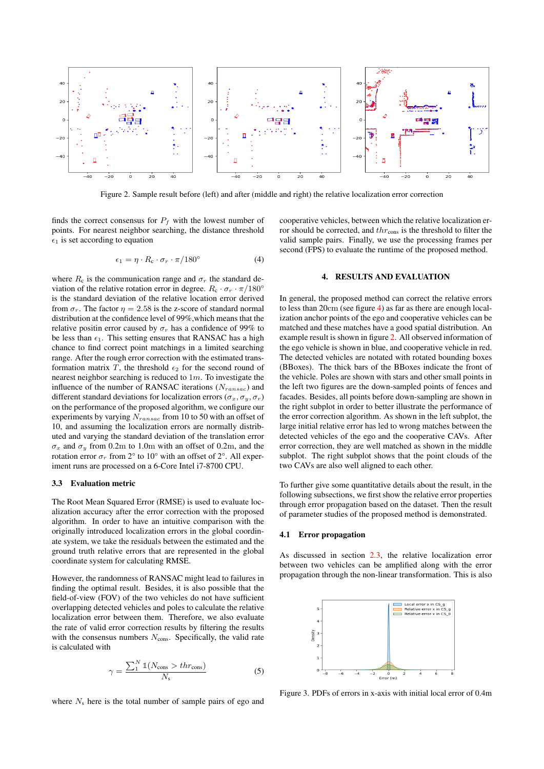Figure 2. Sample result before (left) and after (middle and right) the relative localization error correction

finds the correct consensus for $P_f$ with the lowest number of points. For nearest neighbor searching, the distance threshold $\epsilon_1$ is set according to equation

$$\epsilon_1 = \eta \cdot R_c \cdot \sigma_r \cdot \pi/180° \tag{4}$$

where $R_c$ is the communication range and $\sigma_r$ the standard deviation of the relative rotation error in degree. $R_c \cdot \sigma_r \cdot \pi/180°$ is the standard deviation of the relative location error derived from $\sigma_r$. The factor $\eta = 2.58$ is the z-score of standard normal distribution at the confidence level of 99%,which means that the relative positin error caused by $\sigma_r$ has a confidence of 99% to be less than $\epsilon_1$. This setting ensures that RANSAC has a high chance to find correct point matchings in a limited searching range. After the rough error correction with the estimated transformation matrix $T$, the threshold $\epsilon_2$ for the second round of nearest neighbor searching is reduced to $1m$. To investigate the influence of the number of RANSAC iterations ($N_{ransac}$) and different standard deviations for localization errors ($\sigma_x, \sigma_y, \sigma_r$) on the performance of the proposed algorithm, we configure our experiments by varying $N_{ransac}$ from 10 to 50 with an offset of 10, and assuming the localization errors are normally distributed and varying the standard deviation of the translation error $\sigma_x$ and $\sigma_y$ from 0.2m to 1.0m with an offset of 0.2m, and the rotation error $\sigma_r$ from 2° to 10° with an offset of 2°. All experiment runs are processed on a 6-Core Intel i7-8700 CPU.

### 3.3 Evaluation metric

The Root Mean Squared Error (RMSE) is used to evaluate localization accuracy after the error correction with the proposed algorithm. In order to have an intuitive comparison with the originally introduced localization errors in the global coordinate system, we take the residuals between the estimated and the ground truth relative errors that are represented in the global coordinate system for calculating RMSE.

However, the randomness of RANSAC might lead to failures in finding the optimal result. Besides, it is also possible that the field-of-view (FOV) of the two vehicles do not have sufficient overlapping detected vehicles and poles to calculate the relative localization error between them. Therefore, we also evaluate the rate of valid error correction results by filtering the results with the consensus numbers $N_{\text{cons}}$. Specifically, the valid rate is calculated with

$$\gamma = \frac{\sum_1^N \mathbb{1}(N_{\text{cons}} > thr_{\text{cons}})}{N_s} \tag{5}$$

where $N_s$ here is the total number of sample pairs of ego and cooperative vehicles, between which the relative localization error should be corrected, and $thr_{\text{cons}}$ is the threshold to filter the valid sample pairs. Finally, we use the processing frames per second (FPS) to evaluate the runtime of the proposed method.

## 4. RESULTS AND EVALUATION

In general, the proposed method can correct the relative errors to less than 20cm (see figure 4) as far as there are enough localization anchor points of the ego and cooperative vehicles can be matched and these matches have a good spatial distribution. An example result is shown in figure 2. All observed information of the ego vehicle is shown in blue, and cooperative vehicle in red. The detected vehicles are notated with rotated bounding boxes (BBoxes). The thick bars of the BBoxes indicate the front of the vehicle. Poles are shown with stars and other small points in the left two figures are the down-sampled points of fences and facades. Besides, all points before down-sampling are shown in the right subplot in order to better illustrate the performance of the error correction algorithm. As shown in the left subplot, the large initial relative error has led to wrong matches between the detected vehicles of the ego and the cooperative CAVs. After error correction, they are well matched as shown in the middle subplot. The right subplot shows that the point clouds of the two CAVs are also well aligned to each other.

To further give some quantitative details about the result, in the following subsections, we first show the relative error properties through error propagation based on the dataset. Then the result of parameter studies of the proposed method is demonstrated.

### 4.1 Error propagation

As discussed in section 2.3, the relative localization error between two vehicles can be amplified along with the error propagation through the non-linear transformation. This is also

Figure 3. PDFs of errors in x-axis with initial local error of 0.4m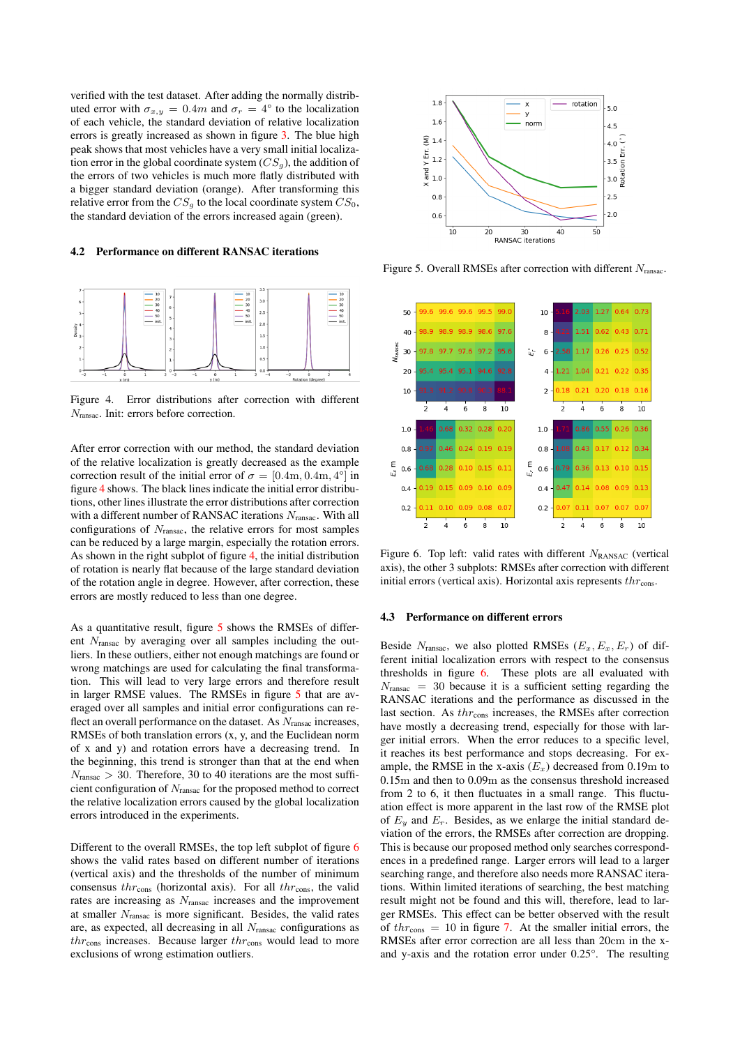verified with the test dataset. After adding the normally distributed error with $\sigma_{x,y} = 0.4m$ and $\sigma_r = 4°$ to the localization of each vehicle, the standard deviation of relative localization errors is greatly increased as shown in figure 3. The blue high peak shows that most vehicles have a very small initial localization error in the global coordinate system ($CS_g$), the addition of the errors of two vehicles is much more flatly distributed with a bigger standard deviation (orange). After transforming this relative error from the $CS_g$ to the local coordinate system $CS_0$, the standard deviation of the errors increased again (green).

### 4.2 Performance on different RANSAC iterations

Figure 4. Error distributions after correction with different $N_{\text{ransac}}$. Init: errors before correction.

After error correction with our method, the standard deviation of the relative localization is greatly decreased as the example correction result of the initial error of $\sigma = [0.4\text{m}, 0.4\text{m}, 4°]$ in figure 4 shows. The black lines indicate the initial error distributions, other lines illustrate the error distributions after correction with a different number of RANSAC iterations $N_{\text{ransac}}$. With all configurations of $N_{\text{ransac}}$, the relative errors for most samples can be reduced by a large margin, especially the rotation errors. As shown in the right subplot of figure 4, the initial distribution of rotation is nearly flat because of the large standard deviation of the rotation angle in degree. However, after correction, these errors are mostly reduced to less than one degree.

As a quantitative result, figure 5 shows the RMSEs of different $N_{\text{ransac}}$ by averaging over all samples including the outliers. In these outliers, either not enough matchings are found or wrong matchings are used for calculating the final transformation. This will lead to very large errors and therefore result in larger RMSE values. The RMSEs in figure 5 that are averaged over all samples and initial error configurations can reflect an overall performance on the dataset. As $N_{\text{ransac}}$ increases, RMSEs of both translation errors (x, y, and the Euclidean norm of x and y) and rotation errors have a decreasing trend. In the beginning, this trend is stronger than that at the end when $N_{\text{ransac}} > 30$. Therefore, 30 to 40 iterations are the most sufficient configuration of $N_{\text{ransac}}$ for the proposed method to correct the relative localization errors caused by the global localization errors introduced in the experiments.

Different to the overall RMSEs, the top left subplot of figure 6 shows the valid rates based on different number of iterations (vertical axis) and the thresholds of the number of minimum consensus $thr_{\text{cons}}$ (horizontal axis). For all $thr_{\text{cons}}$, the valid rates are increasing as $N_{\text{ransac}}$ increases and the improvement at smaller $N_{\text{ransac}}$ is more significant. Besides, the valid rates are, as expected, all decreasing in all $N_{\text{ransac}}$ configurations as $thr_{\text{cons}}$ increases. Because larger $thr_{\text{cons}}$ would lead to more exclusions of wrong estimation outliers.

Figure 5. Overall RMSEs after correction with different $N_{\text{ransac}}$.

Figure 6. Top left: valid rates with different $N_{\text{RANSAC}}$ (vertical axis), the other 3 subplots: RMSEs after correction with different initial errors (vertical axis). Horizontal axis represents $thr_{\text{cons}}$.

### 4.3 Performance on different errors

Beside $N_{\text{ransac}}$, we also plotted RMSEs ($E_x, E_x, E_r$) of different initial localization errors with respect to the consensus thresholds in figure 6. These plots are all evaluated with $N_{\text{ransac}} = 30$ because it is a sufficient setting regarding the RANSAC iterations and the performance as discussed in the last section. As $thr_{\text{cons}}$ increases, the RMSEs after correction have mostly a decreasing trend, especially for those with larger initial errors. When the error reduces to a specific level, it reaches its best performance and stops decreasing. For example, the RMSE in the x-axis ($E_x$) decreased from 0.19m to 0.15m and then to 0.09m as the consensus threshold increased from 2 to 6, it then fluctuates in a small range. This fluctuation effect is more apparent in the last row of the RMSE plot of $E_y$ and $E_r$. Besides, as we enlarge the initial standard deviation of the errors, the RMSEs after correction are dropping. This is because our proposed method only searches correspondences in a predefined range. Larger errors will lead to a larger searching range, and therefore also needs more RANSAC iterations. Within limited iterations of searching, the best matching result might not be found and this will, therefore, lead to larger RMSEs. This effect can be better observed with the result of $thr_{\text{cons}} = 10$ in figure 7. At the smaller initial errors, the RMSEs after error correction are all less than 20cm in the x- and y-axis and the rotation error under 0.25°. The resulting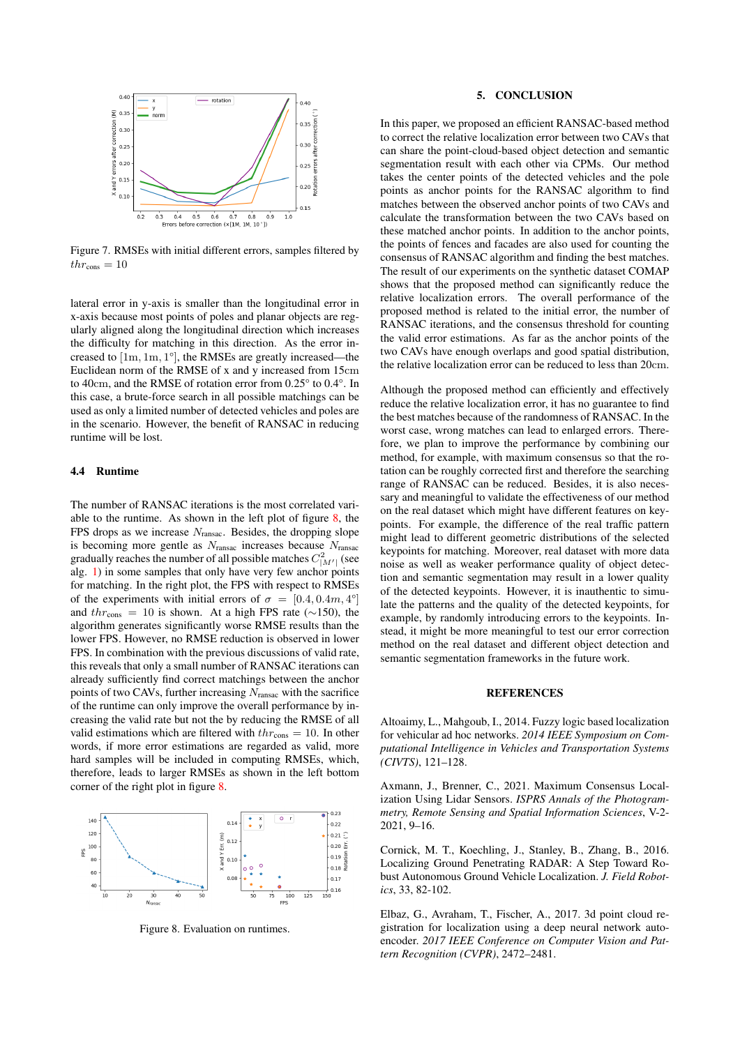Figure 7. RMSEs with initial different errors, samples filtered by $thr_{\text{cons}} = 10$

lateral error in y-axis is smaller than the longitudinal error in x-axis because most points of poles and planar objects are regularly aligned along the longitudinal direction which increases the difficulty for matching in this direction. As the error increased to $[1\text{m}, 1\text{m}, 1°]$, the RMSEs are greatly increased—the Euclidean norm of the RMSE of x and y increased from $15\text{cm}$ to $40\text{cm}$, and the RMSE of rotation error from $0.25°$ to $0.4°$. In this case, a brute-force search in all possible matchings can be used as only a limited number of detected vehicles and poles are in the scenario. However, the benefit of RANSAC in reducing runtime will be lost.

### 4.4 Runtime

The number of RANSAC iterations is the most correlated variable to the runtime. As shown in the left plot of figure 8, the FPS drops as we increase $N_{\text{ransac}}$. Besides, the dropping slope is becoming more gentle as $N_{\text{ransac}}$ increases because $N_{\text{ransac}}$ gradually reaches the number of all possible matches $C^2_{|M'|}$ (see alg. 1) in some samples that only have very few anchor points for matching. In the right plot, the FPS with respect to RMSEs of the experiments with initial errors of $\sigma = [0.4, 0.4m, 4°]$ and $thr_{\text{cons}} = 10$ is shown. At a high FPS rate ($\sim$150), the algorithm generates significantly worse RMSE results than the lower FPS. However, no RMSE reduction is observed in lower FPS. In combination with the previous discussions of valid rate, this reveals that only a small number of RANSAC iterations can already sufficiently find correct matchings between the anchor points of two CAVs, further increasing $N_{\text{ransac}}$ with the sacrifice of the runtime can only improve the overall performance by increasing the valid rate but not the by reducing the RMSE of all valid estimations which are filtered with $thr_{\text{cons}} = 10$. In other words, if more error estimations are regarded as valid, more hard samples will be included in computing RMSEs, which, therefore, leads to larger RMSEs as shown in the left bottom corner of the right plot in figure 8.

Figure 8. Evaluation on runtimes.

## 5. CONCLUSION

In this paper, we proposed an efficient RANSAC-based method to correct the relative localization error between two CAVs that can share the point-cloud-based object detection and semantic segmentation result with each other via CPMs. Our method takes the center points of the detected vehicles and the pole points as anchor points for the RANSAC algorithm to find matches between the observed anchor points of two CAVs and calculate the transformation between the two CAVs based on these matched anchor points. In addition to the anchor points, the points of fences and facades are also used for counting the consensus of RANSAC algorithm and finding the best matches. The result of our experiments on the synthetic dataset COMAP shows that the proposed method can significantly reduce the relative localization errors. The overall performance of the proposed method is related to the initial error, the number of RANSAC iterations, and the consensus threshold for counting the valid error estimations. As far as the anchor points of the two CAVs have enough overlaps and good spatial distribution, the relative localization error can be reduced to less than 20cm.

Although the proposed method can efficiently and effectively reduce the relative localization error, it has no guarantee to find the best matches because of the randomness of RANSAC. In the worst case, wrong matches can lead to enlarged errors. Therefore, we plan to improve the performance by combining our method, for example, with maximum consensus so that the rotation can be roughly corrected first and therefore the searching range of RANSAC can be reduced. Besides, it is also necessary and meaningful to validate the effectiveness of our method on the real dataset which might have different features on keypoints. For example, the difference of the real traffic pattern might lead to different geometric distributions of the selected keypoints for matching. Moreover, real dataset with more data noise as well as weaker performance quality of object detection and semantic segmentation may result in a lower quality of the detected keypoints. However, it is inauthentic to simulate the patterns and the quality of the detected keypoints, for example, by randomly introducing errors to the keypoints. Instead, it might be more meaningful to test our error correction method on the real dataset and different object detection and semantic segmentation frameworks in the future work.

## REFERENCES

Altoaimy, L., Mahgoub, I., 2014. Fuzzy logic based localization for vehicular ad hoc networks. *2014 IEEE Symposium on Computational Intelligence in Vehicles and Transportation Systems (CIVTS)*, 121–128.

Axmann, J., Brenner, C., 2021. Maximum Consensus Localization Using Lidar Sensors. *ISPRS Annals of the Photogrammetry, Remote Sensing and Spatial Information Sciences*, V-2-2021, 9–16.

Cornick, M. T., Koechling, J., Stanley, B., Zhang, B., 2016. Localizing Ground Penetrating RADAR: A Step Toward Robust Autonomous Ground Vehicle Localization. *J. Field Robotics*, 33, 82-102.

Elbaz, G., Avraham, T., Fischer, A., 2017. 3d point cloud registration for localization using a deep neural network autoencoder. *2017 IEEE Conference on Computer Vision and Pattern Recognition (CVPR)*, 2472–2481.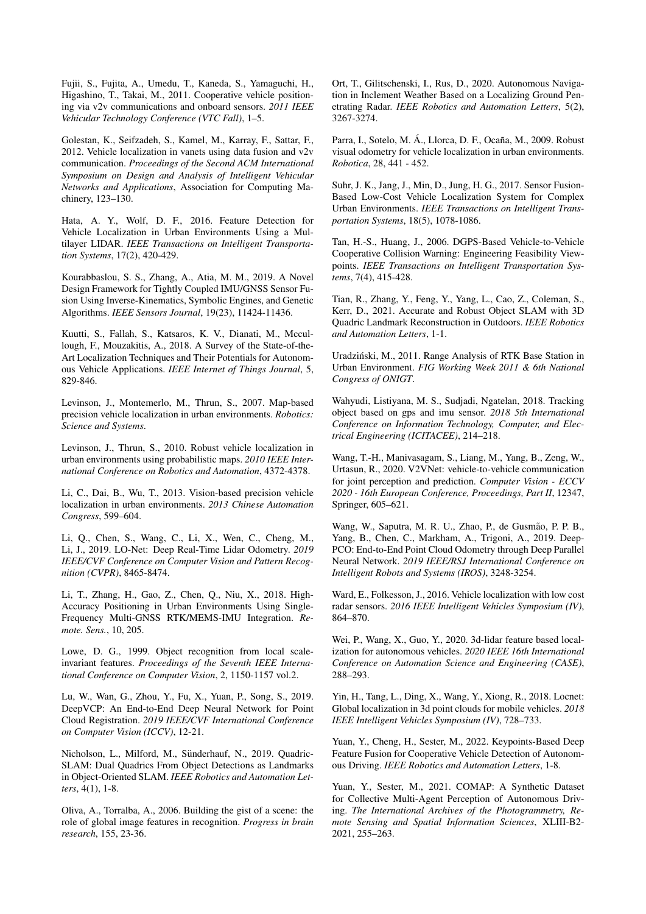Fujii, S., Fujita, A., Umedu, T., Kaneda, S., Yamaguchi, H., Higashino, T., Takai, M., 2011. Cooperative vehicle positioning via v2v communications and onboard sensors. *2011 IEEE Vehicular Technology Conference (VTC Fall)*, 1–5.

Golestan, K., Seifzadeh, S., Kamel, M., Karray, F., Sattar, F., 2012. Vehicle localization in vanets using data fusion and v2v communication. *Proceedings of the Second ACM International Symposium on Design and Analysis of Intelligent Vehicular Networks and Applications*, Association for Computing Machinery, 123–130.

Hata, A. Y., Wolf, D. F., 2016. Feature Detection for Vehicle Localization in Urban Environments Using a Multilayer LIDAR. *IEEE Transactions on Intelligent Transportation Systems*, 17(2), 420-429.

Kourabbaslou, S. S., Zhang, A., Atia, M. M., 2019. A Novel Design Framework for Tightly Coupled IMU/GNSS Sensor Fusion Using Inverse-Kinematics, Symbolic Engines, and Genetic Algorithms. *IEEE Sensors Journal*, 19(23), 11424-11436.

Kuutti, S., Fallah, S., Katsaros, K. V., Dianati, M., Mccullough, F., Mouzakitis, A., 2018. A Survey of the State-of-the-Art Localization Techniques and Their Potentials for Autonomous Vehicle Applications. *IEEE Internet of Things Journal*, 5, 829-846.

Levinson, J., Montemerlo, M., Thrun, S., 2007. Map-based precision vehicle localization in urban environments. *Robotics: Science and Systems*.

Levinson, J., Thrun, S., 2010. Robust vehicle localization in urban environments using probabilistic maps. *2010 IEEE International Conference on Robotics and Automation*, 4372-4378.

Li, C., Dai, B., Wu, T., 2013. Vision-based precision vehicle localization in urban environments. *2013 Chinese Automation Congress*, 599–604.

Li, Q., Chen, S., Wang, C., Li, X., Wen, C., Cheng, M., Li, J., 2019. LO-Net: Deep Real-Time Lidar Odometry. *2019 IEEE/CVF Conference on Computer Vision and Pattern Recognition (CVPR)*, 8465-8474.

Li, T., Zhang, H., Gao, Z., Chen, Q., Niu, X., 2018. High-Accuracy Positioning in Urban Environments Using Single-Frequency Multi-GNSS RTK/MEMS-IMU Integration. *Remote. Sens.*, 10, 205.

Lowe, D. G., 1999. Object recognition from local scale-invariant features. *Proceedings of the Seventh IEEE International Conference on Computer Vision*, 2, 1150-1157 vol.2.

Lu, W., Wan, G., Zhou, Y., Fu, X., Yuan, P., Song, S., 2019. DeepVCP: An End-to-End Deep Neural Network for Point Cloud Registration. *2019 IEEE/CVF International Conference on Computer Vision (ICCV)*, 12-21.

Nicholson, L., Milford, M., Sünderhauf, N., 2019. QuadricSLAM: Dual Quadrics From Object Detections as Landmarks in Object-Oriented SLAM. *IEEE Robotics and Automation Letters*, 4(1), 1-8.

Oliva, A., Torralba, A., 2006. Building the gist of a scene: the role of global image features in recognition. *Progress in brain research*, 155, 23-36.

Ort, T., Gilitschenski, I., Rus, D., 2020. Autonomous Navigation in Inclement Weather Based on a Localizing Ground Penetrating Radar. *IEEE Robotics and Automation Letters*, 5(2), 3267-3274.

Parra, I., Sotelo, M. Á., Llorca, D. F., Ocaña, M., 2009. Robust visual odometry for vehicle localization in urban environments. *Robotica*, 28, 441 - 452.

Suhr, J. K., Jang, J., Min, D., Jung, H. G., 2017. Sensor Fusion-Based Low-Cost Vehicle Localization System for Complex Urban Environments. *IEEE Transactions on Intelligent Transportation Systems*, 18(5), 1078-1086.

Tan, H.-S., Huang, J., 2006. DGPS-Based Vehicle-to-Vehicle Cooperative Collision Warning: Engineering Feasibility Viewpoints. *IEEE Transactions on Intelligent Transportation Systems*, 7(4), 415-428.

Tian, R., Zhang, Y., Feng, Y., Yang, L., Cao, Z., Coleman, S., Kerr, D., 2021. Accurate and Robust Object SLAM with 3D Quadric Landmark Reconstruction in Outdoors. *IEEE Robotics and Automation Letters*, 1-1.

Uradziński, M., 2011. Range Analysis of RTK Base Station in Urban Environment. *FIG Working Week 2011 & 6th National Congress of ONIGT*.

Wahyudi, Listiyana, M. S., Sudjadi, Ngatelan, 2018. Tracking object based on gps and imu sensor. *2018 5th International Conference on Information Technology, Computer, and Electrical Engineering (ICITACEE)*, 214–218.

Wang, T.-H., Manivasagam, S., Liang, M., Yang, B., Zeng, W., Urtasun, R., 2020. V2VNet: vehicle-to-vehicle communication for joint perception and prediction. *Computer Vision - ECCV 2020 - 16th European Conference, Proceedings, Part II*, 12347, Springer, 605–621.

Wang, W., Saputra, M. R. U., Zhao, P., de Gusmão, P. P. B., Yang, B., Chen, C., Markham, A., Trigoni, A., 2019. DeepPCO: End-to-End Point Cloud Odometry through Deep Parallel Neural Network. *2019 IEEE/RSJ International Conference on Intelligent Robots and Systems (IROS)*, 3248-3254.

Ward, E., Folkesson, J., 2016. Vehicle localization with low cost radar sensors. *2016 IEEE Intelligent Vehicles Symposium (IV)*, 864–870.

Wei, P., Wang, X., Guo, Y., 2020. 3d-lidar feature based localization for autonomous vehicles. *2020 IEEE 16th International Conference on Automation Science and Engineering (CASE)*, 288–293.

Yin, H., Tang, L., Ding, X., Wang, Y., Xiong, R., 2018. Locnet: Global localization in 3d point clouds for mobile vehicles. *2018 IEEE Intelligent Vehicles Symposium (IV)*, 728–733.

Yuan, Y., Cheng, H., Sester, M., 2022. Keypoints-Based Deep Feature Fusion for Cooperative Vehicle Detection of Autonomous Driving. *IEEE Robotics and Automation Letters*, 1-8.

Yuan, Y., Sester, M., 2021. COMAP: A Synthetic Dataset for Collective Multi-Agent Perception of Autonomous Driving. *The International Archives of the Photogrammetry, Remote Sensing and Spatial Information Sciences*, XLIII-B2-2021, 255–263.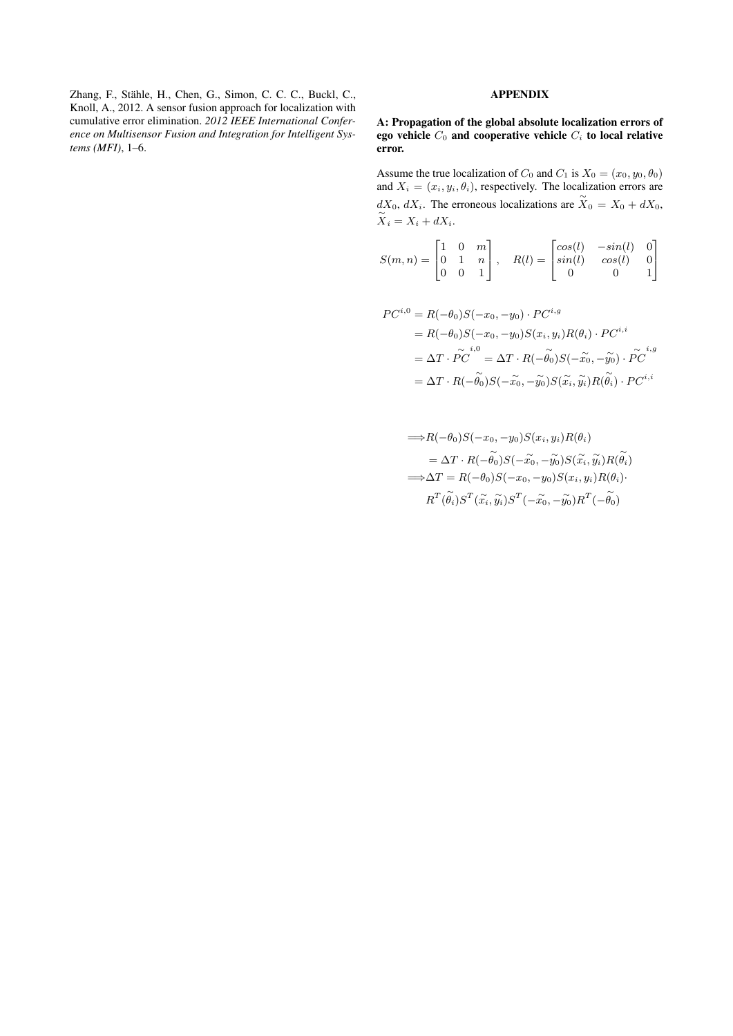Zhang, F., Stähle, H., Chen, G., Simon, C. C. C., Buckl, C., Knoll, A., 2012. A sensor fusion approach for localization with cumulative error elimination. *2012 IEEE International Conference on Multisensor Fusion and Integration for Intelligent Systems (MFI)*, 1–6.

## APPENDIX

### A: Propagation of the global absolute localization errors of ego vehicle $C_0$ and cooperative vehicle $C_i$ to local relative error.

Assume the true localization of $C_0$ and $C_1$ is $X_0 = (x_0, y_0, \theta_0)$ and $X_i = (x_i, y_i, \theta_i)$, respectively. The localization errors are $dX_0$, $dX_i$. The erroneous localizations are $\widetilde{X}_0 = X_0 + dX_0$, $\widetilde{X}_i = X_i + dX_i$.

$$S(m,n) = \begin{bmatrix} 1 & 0 & m \\ 0 & 1 & n \\ 0 & 0 & 1 \end{bmatrix}, \quad R(l) = \begin{bmatrix} cos(l) & -sin(l) & 0 \\ sin(l) & cos(l) & 0 \\ 0 & 0 & 1 \end{bmatrix}$$

$$\begin{aligned} PC^{i,0} &= R(-\theta_0)S(-x_0,-y_0) \cdot PC^{i,g} \\ &= R(-\theta_0)S(-x_0,-y_0)S(x_i,y_i)R(\theta_i) \cdot PC^{i,i} \\ &= \Delta T \cdot \widetilde{PC}^{i,0} = \Delta T \cdot R(-\widetilde{\theta_0})S(-\widetilde{x_0},-\widetilde{y_0}) \cdot \widetilde{PC}^{i,g} \\ &= \Delta T \cdot R(-\widetilde{\theta_0})S(-\widetilde{x_0},-\widetilde{y_0})S(\widetilde{x_i},\widetilde{y_i})R(\widetilde{\theta_i}) \cdot PC^{i,i} \end{aligned}$$

$$\begin{aligned} \Longrightarrow & R(-\theta_0)S(-x_0,-y_0)S(x_i,y_i)R(\theta_i) \\ &= \Delta T \cdot R(-\widetilde{\theta_0})S(-\widetilde{x_0},-\widetilde{y_0})S(\widetilde{x_i},\widetilde{y_i})R(\widetilde{\theta_i}) \\ \Longrightarrow & \Delta T = R(-\theta_0)S(-x_0,-y_0)S(x_i,y_i)R(\theta_i) \cdot \\ & R^T(\widetilde{\theta_i})S^T(\widetilde{x_i},\widetilde{y_i})S^T(-\widetilde{x_0},-\widetilde{y_0})R^T(-\widetilde{\theta_0}) \end{aligned}$$